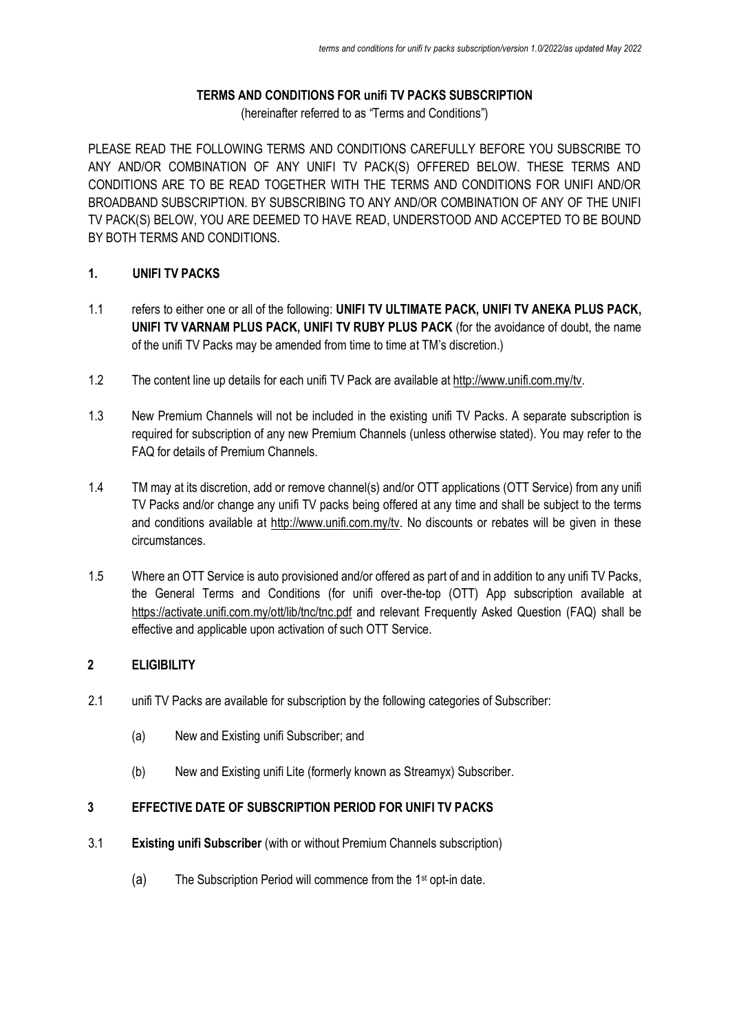# TERMS AND CONDITIONS FOR unifi TV PACKS SUBSCRIPTION

(hereinafter referred to as "Terms and Conditions")

PLEASE READ THE FOLLOWING TERMS AND CONDITIONS CAREFULLY BEFORE YOU SUBSCRIBE TO ANY AND/OR COMBINATION OF ANY UNIFI TV PACK(S) OFFERED BELOW. THESE TERMS AND CONDITIONS ARE TO BE READ TOGETHER WITH THE TERMS AND CONDITIONS FOR UNIFI AND/OR BROADBAND SUBSCRIPTION. BY SUBSCRIBING TO ANY AND/OR COMBINATION OF ANY OF THE UNIFI TV PACK(S) BELOW, YOU ARE DEEMED TO HAVE READ, UNDERSTOOD AND ACCEPTED TO BE BOUND BY BOTH TERMS AND CONDITIONS.

## 1. UNIFI TV PACKS

1.1 refers to either one or all of the following: **UNIFI TV ULTIMATE PACK, UNIFI TV ANEKA PLUS PACK, UNIFI TV VARNAM PLUS PACK, UNIFI TV RUBY PLUS PACK** (for the avoidance of doubt, the name of the unifi TV Packs may be amended from time to time at TM's discretion.)

1.2 The content line up details for each unifi TV Pack are available at http://www.unifi.com.my/tv.

1.3 New Premium Channels will not be included in the existing unifi TV Packs. A separate subscription is required for subscription of any new Premium Channels (unless otherwise stated). You may refer to the FAQ for details of Premium Channels.

1.4 TM may at its discretion, add or remove channel(s) and/or OTT applications (OTT Service) from any unifi TV Packs and/or change any unifi TV packs being offered at any time and shall be subject to the terms and conditions available at http://www.unifi.com.my/tv. No discounts or rebates will be given in these circumstances.

1.5 Where an OTT Service is auto provisioned and/or offered as part of and in addition to any unifi TV Packs, the General Terms and Conditions (for unifi over-the-top (OTT) App subscription available at https://activate.unifi.com.my/ott/lib/tnc/tnc.pdf and relevant Frequently Asked Question (FAQ) shall be effective and applicable upon activation of such OTT Service.

## 2 ELIGIBILITY

2.1 unifi TV Packs are available for subscription by the following categories of Subscriber:

(a) New and Existing unifi Subscriber; and

(b) New and Existing unifi Lite (formerly known as Streamyx) Subscriber.

## 3 EFFECTIVE DATE OF SUBSCRIPTION PERIOD FOR UNIFI TV PACKS

3.1 **Existing unifi Subscriber** (with or without Premium Channels subscription)

(a) The Subscription Period will commence from the 1st opt-in date.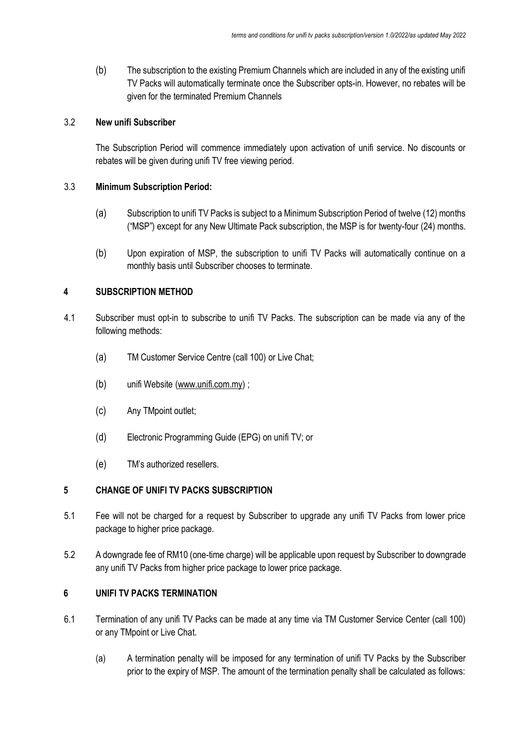(b) The subscription to the existing Premium Channels which are included in any of the existing unifi TV Packs will automatically terminate once the Subscriber opts-in. However, no rebates will be given for the terminated Premium Channels

3.2 **New unifi Subscriber**

The Subscription Period will commence immediately upon activation of unifi service. No discounts or rebates will be given during unifi TV free viewing period.

3.3 **Minimum Subscription Period:**

(a) Subscription to unifi TV Packs is subject to a Minimum Subscription Period of twelve (12) months ("MSP") except for any New Ultimate Pack subscription, the MSP is for twenty-four (24) months.

(b) Upon expiration of MSP, the subscription to unifi TV Packs will automatically continue on a monthly basis until Subscriber chooses to terminate.

## 4 SUBSCRIPTION METHOD

4.1 Subscriber must opt-in to subscribe to unifi TV Packs. The subscription can be made via any of the following methods:

(a) TM Customer Service Centre (call 100) or Live Chat;

(b) unifi Website (www.unifi.com.my) ;

(c) Any TMpoint outlet;

(d) Electronic Programming Guide (EPG) on unifi TV; or

(e) TM's authorized resellers.

## 5 CHANGE OF UNIFI TV PACKS SUBSCRIPTION

5.1 Fee will not be charged for a request by Subscriber to upgrade any unifi TV Packs from lower price package to higher price package.

5.2 A downgrade fee of RM10 (one-time charge) will be applicable upon request by Subscriber to downgrade any unifi TV Packs from higher price package to lower price package.

## 6 UNIFI TV PACKS TERMINATION

6.1 Termination of any unifi TV Packs can be made at any time via TM Customer Service Center (call 100) or any TMpoint or Live Chat.

(a) A termination penalty will be imposed for any termination of unifi TV Packs by the Subscriber prior to the expiry of MSP. The amount of the termination penalty shall be calculated as follows: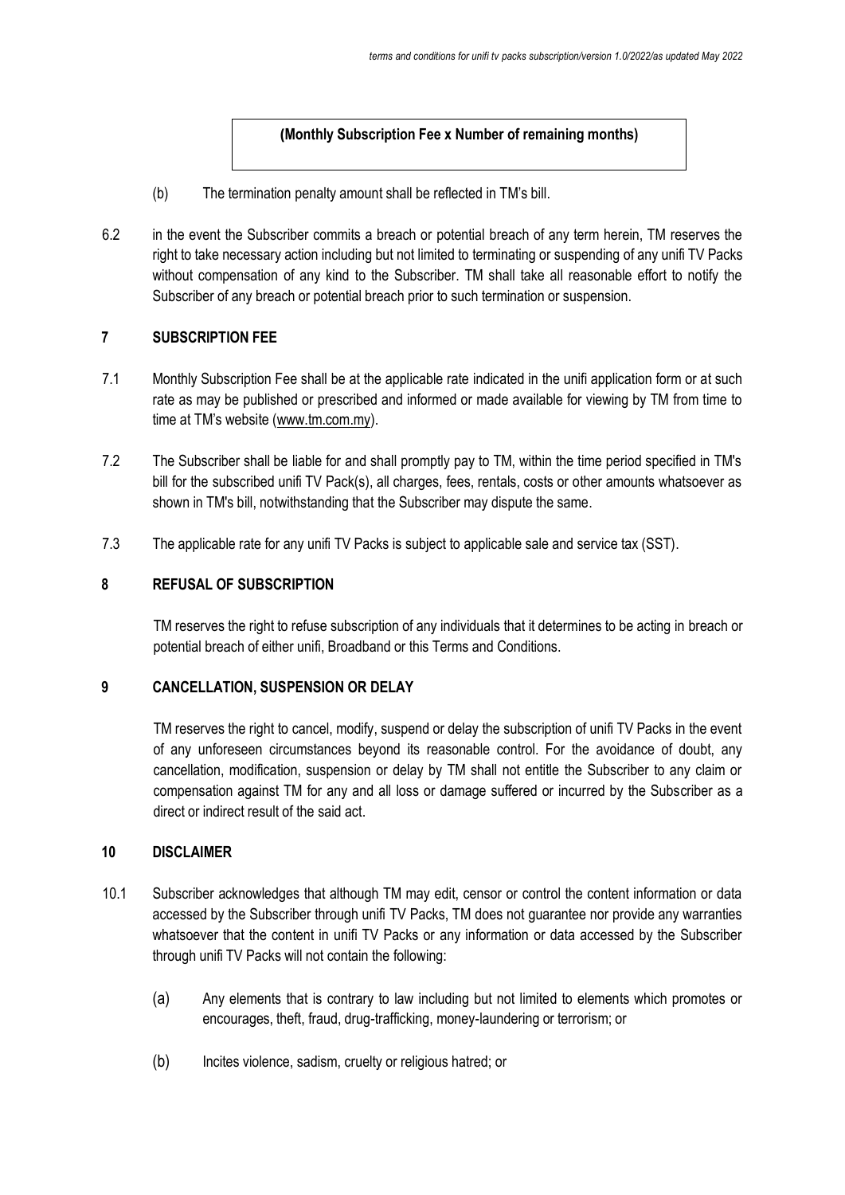**(Monthly Subscription Fee x Number of remaining months)**

(b) The termination penalty amount shall be reflected in TM's bill.

6.2 in the event the Subscriber commits a breach or potential breach of any term herein, TM reserves the right to take necessary action including but not limited to terminating or suspending of any unifi TV Packs without compensation of any kind to the Subscriber. TM shall take all reasonable effort to notify the Subscriber of any breach or potential breach prior to such termination or suspension.

## 7 SUBSCRIPTION FEE

7.1 Monthly Subscription Fee shall be at the applicable rate indicated in the unifi application form or at such rate as may be published or prescribed and informed or made available for viewing by TM from time to time at TM's website (www.tm.com.my).

7.2 The Subscriber shall be liable for and shall promptly pay to TM, within the time period specified in TM's bill for the subscribed unifi TV Pack(s), all charges, fees, rentals, costs or other amounts whatsoever as shown in TM's bill, notwithstanding that the Subscriber may dispute the same.

7.3 The applicable rate for any unifi TV Packs is subject to applicable sale and service tax (SST).

## 8 REFUSAL OF SUBSCRIPTION

TM reserves the right to refuse subscription of any individuals that it determines to be acting in breach or potential breach of either unifi, Broadband or this Terms and Conditions.

## 9 CANCELLATION, SUSPENSION OR DELAY

TM reserves the right to cancel, modify, suspend or delay the subscription of unifi TV Packs in the event of any unforeseen circumstances beyond its reasonable control. For the avoidance of doubt, any cancellation, modification, suspension or delay by TM shall not entitle the Subscriber to any claim or compensation against TM for any and all loss or damage suffered or incurred by the Subscriber as a direct or indirect result of the said act.

## 10 DISCLAIMER

10.1 Subscriber acknowledges that although TM may edit, censor or control the content information or data accessed by the Subscriber through unifi TV Packs, TM does not guarantee nor provide any warranties whatsoever that the content in unifi TV Packs or any information or data accessed by the Subscriber through unifi TV Packs will not contain the following:

(a) Any elements that is contrary to law including but not limited to elements which promotes or encourages, theft, fraud, drug-trafficking, money-laundering or terrorism; or

(b) Incites violence, sadism, cruelty or religious hatred; or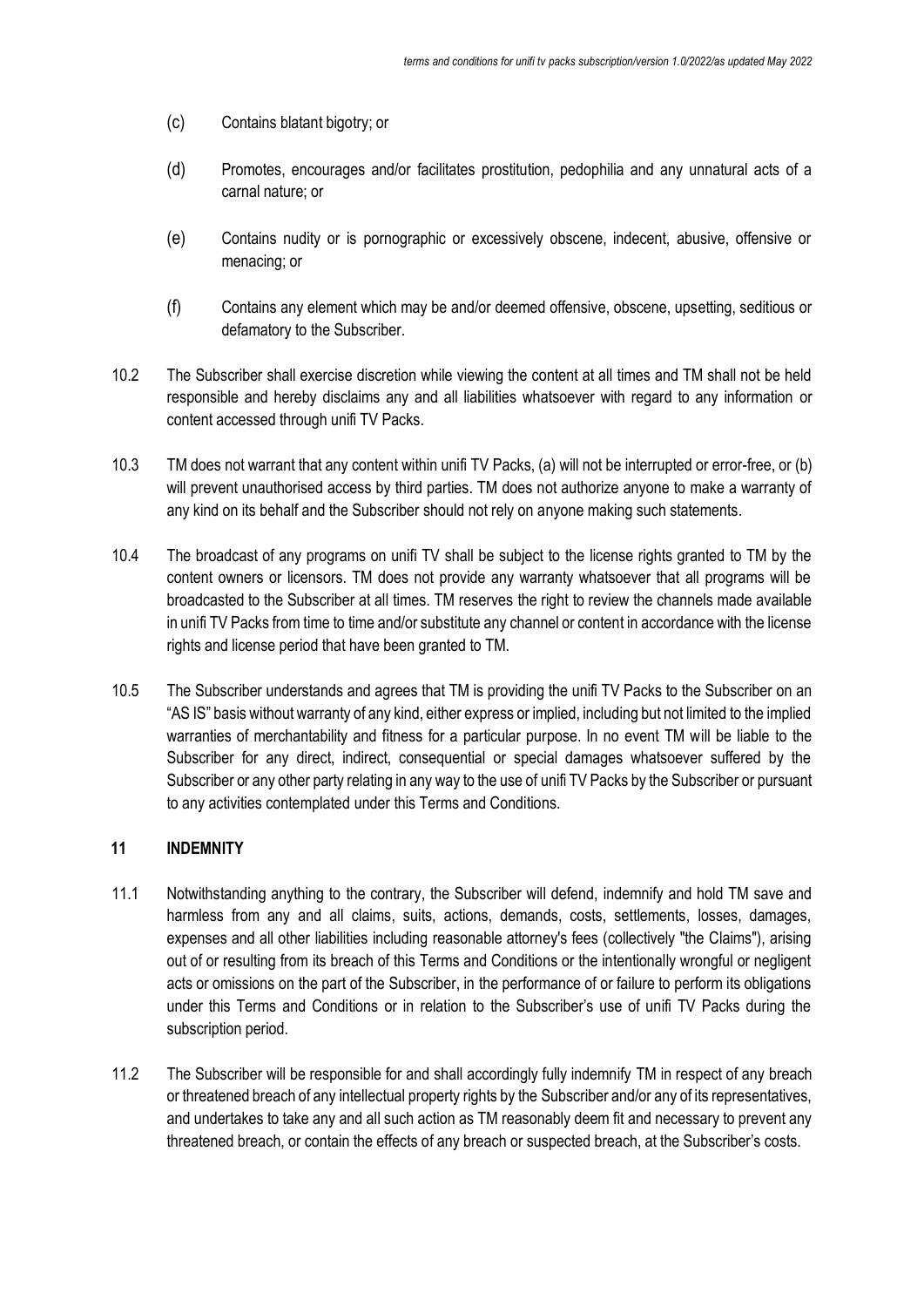(c) Contains blatant bigotry; or

(d) Promotes, encourages and/or facilitates prostitution, pedophilia and any unnatural acts of a carnal nature; or

(e) Contains nudity or is pornographic or excessively obscene, indecent, abusive, offensive or menacing; or

(f) Contains any element which may be and/or deemed offensive, obscene, upsetting, seditious or defamatory to the Subscriber.

10.2 The Subscriber shall exercise discretion while viewing the content at all times and TM shall not be held responsible and hereby disclaims any and all liabilities whatsoever with regard to any information or content accessed through unifi TV Packs.

10.3 TM does not warrant that any content within unifi TV Packs, (a) will not be interrupted or error-free, or (b) will prevent unauthorised access by third parties. TM does not authorize anyone to make a warranty of any kind on its behalf and the Subscriber should not rely on anyone making such statements.

10.4 The broadcast of any programs on unifi TV shall be subject to the license rights granted to TM by the content owners or licensors. TM does not provide any warranty whatsoever that all programs will be broadcasted to the Subscriber at all times. TM reserves the right to review the channels made available in unifi TV Packs from time to time and/or substitute any channel or content in accordance with the license rights and license period that have been granted to TM.

10.5 The Subscriber understands and agrees that TM is providing the unifi TV Packs to the Subscriber on an "AS IS" basis without warranty of any kind, either express or implied, including but not limited to the implied warranties of merchantability and fitness for a particular purpose. In no event TM will be liable to the Subscriber for any direct, indirect, consequential or special damages whatsoever suffered by the Subscriber or any other party relating in any way to the use of unifi TV Packs by the Subscriber or pursuant to any activities contemplated under this Terms and Conditions.

## 11 INDEMNITY

11.1 Notwithstanding anything to the contrary, the Subscriber will defend, indemnify and hold TM save and harmless from any and all claims, suits, actions, demands, costs, settlements, losses, damages, expenses and all other liabilities including reasonable attorney's fees (collectively "the Claims"), arising out of or resulting from its breach of this Terms and Conditions or the intentionally wrongful or negligent acts or omissions on the part of the Subscriber, in the performance of or failure to perform its obligations under this Terms and Conditions or in relation to the Subscriber's use of unifi TV Packs during the subscription period.

11.2 The Subscriber will be responsible for and shall accordingly fully indemnify TM in respect of any breach or threatened breach of any intellectual property rights by the Subscriber and/or any of its representatives, and undertakes to take any and all such action as TM reasonably deem fit and necessary to prevent any threatened breach, or contain the effects of any breach or suspected breach, at the Subscriber's costs.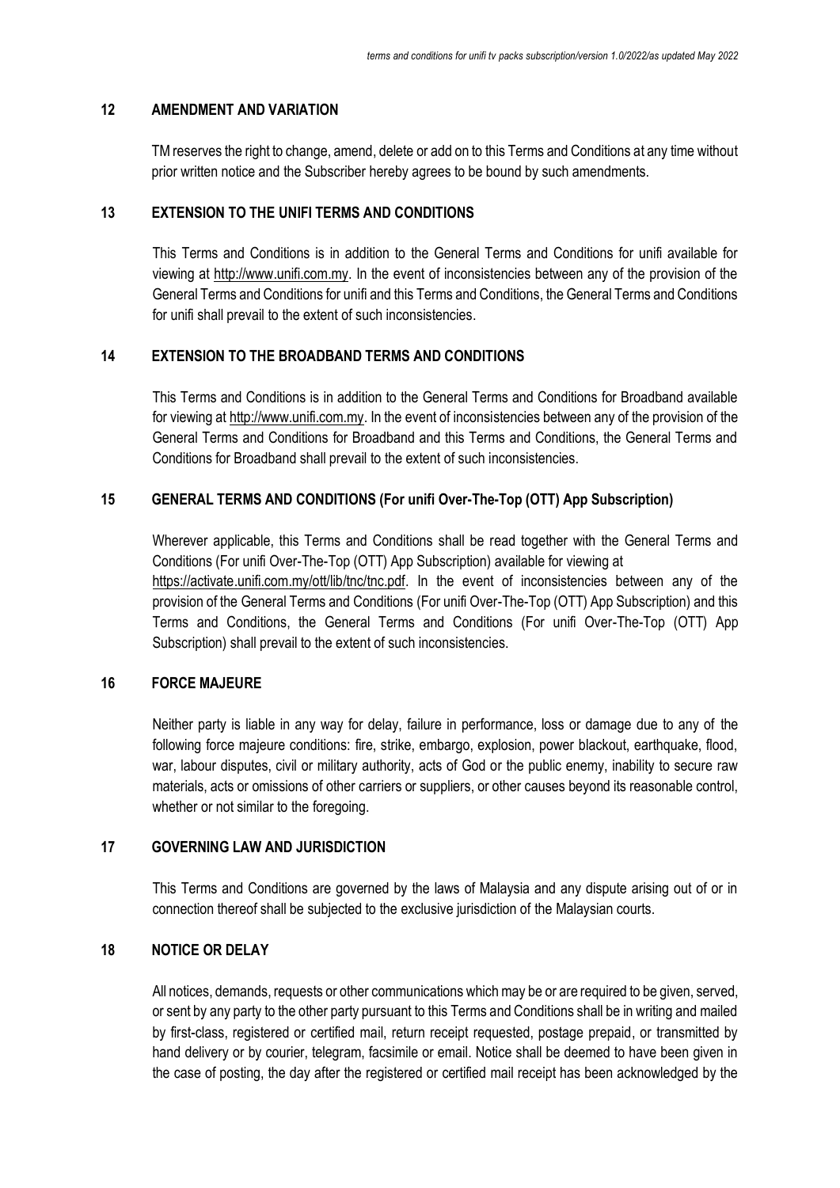## 12 AMENDMENT AND VARIATION

TM reserves the right to change, amend, delete or add on to this Terms and Conditions at any time without prior written notice and the Subscriber hereby agrees to be bound by such amendments.

## 13 EXTENSION TO THE UNIFI TERMS AND CONDITIONS

This Terms and Conditions is in addition to the General Terms and Conditions for unifi available for viewing at http://www.unifi.com.my. In the event of inconsistencies between any of the provision of the General Terms and Conditions for unifi and this Terms and Conditions, the General Terms and Conditions for unifi shall prevail to the extent of such inconsistencies.

## 14 EXTENSION TO THE BROADBAND TERMS AND CONDITIONS

This Terms and Conditions is in addition to the General Terms and Conditions for Broadband available for viewing at http://www.unifi.com.my. In the event of inconsistencies between any of the provision of the General Terms and Conditions for Broadband and this Terms and Conditions, the General Terms and Conditions for Broadband shall prevail to the extent of such inconsistencies.

## 15 GENERAL TERMS AND CONDITIONS (For unifi Over-The-Top (OTT) App Subscription)

Wherever applicable, this Terms and Conditions shall be read together with the General Terms and Conditions (For unifi Over-The-Top (OTT) App Subscription) available for viewing at https://activate.unifi.com.my/ott/lib/tnc/tnc.pdf. In the event of inconsistencies between any of the provision of the General Terms and Conditions (For unifi Over-The-Top (OTT) App Subscription) and this Terms and Conditions, the General Terms and Conditions (For unifi Over-The-Top (OTT) App Subscription) shall prevail to the extent of such inconsistencies.

## 16 FORCE MAJEURE

Neither party is liable in any way for delay, failure in performance, loss or damage due to any of the following force majeure conditions: fire, strike, embargo, explosion, power blackout, earthquake, flood, war, labour disputes, civil or military authority, acts of God or the public enemy, inability to secure raw materials, acts or omissions of other carriers or suppliers, or other causes beyond its reasonable control, whether or not similar to the foregoing.

## 17 GOVERNING LAW AND JURISDICTION

This Terms and Conditions are governed by the laws of Malaysia and any dispute arising out of or in connection thereof shall be subjected to the exclusive jurisdiction of the Malaysian courts.

## 18 NOTICE OR DELAY

All notices, demands, requests or other communications which may be or are required to be given, served, or sent by any party to the other party pursuant to this Terms and Conditions shall be in writing and mailed by first-class, registered or certified mail, return receipt requested, postage prepaid, or transmitted by hand delivery or by courier, telegram, facsimile or email. Notice shall be deemed to have been given in the case of posting, the day after the registered or certified mail receipt has been acknowledged by the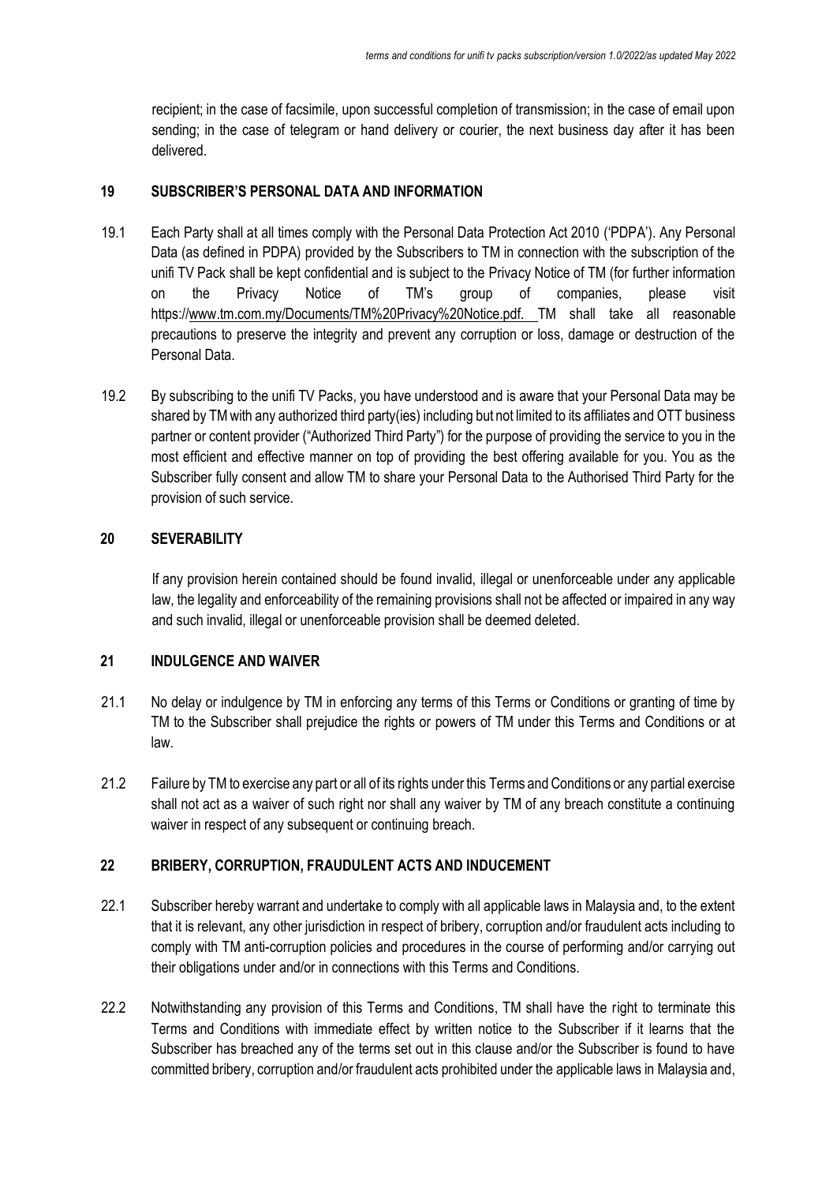recipient; in the case of facsimile, upon successful completion of transmission; in the case of email upon sending; in the case of telegram or hand delivery or courier, the next business day after it has been delivered.

## 19 SUBSCRIBER'S PERSONAL DATA AND INFORMATION

19.1 Each Party shall at all times comply with the Personal Data Protection Act 2010 ('PDPA'). Any Personal Data (as defined in PDPA) provided by the Subscribers to TM in connection with the subscription of the unifi TV Pack shall be kept confidential and is subject to the Privacy Notice of TM (for further information on the Privacy Notice of TM's group of companies, please visit https://www.tm.com.my/Documents/TM%20Privacy%20Notice.pdf. TM shall take all reasonable precautions to preserve the integrity and prevent any corruption or loss, damage or destruction of the Personal Data.

19.2 By subscribing to the unifi TV Packs, you have understood and is aware that your Personal Data may be shared by TM with any authorized third party(ies) including but not limited to its affiliates and OTT business partner or content provider ("Authorized Third Party") for the purpose of providing the service to you in the most efficient and effective manner on top of providing the best offering available for you. You as the Subscriber fully consent and allow TM to share your Personal Data to the Authorised Third Party for the provision of such service.

## 20 SEVERABILITY

If any provision herein contained should be found invalid, illegal or unenforceable under any applicable law, the legality and enforceability of the remaining provisions shall not be affected or impaired in any way and such invalid, illegal or unenforceable provision shall be deemed deleted.

## 21 INDULGENCE AND WAIVER

21.1 No delay or indulgence by TM in enforcing any terms of this Terms or Conditions or granting of time by TM to the Subscriber shall prejudice the rights or powers of TM under this Terms and Conditions or at law.

21.2 Failure by TM to exercise any part or all of its rights under this Terms and Conditions or any partial exercise shall not act as a waiver of such right nor shall any waiver by TM of any breach constitute a continuing waiver in respect of any subsequent or continuing breach.

## 22 BRIBERY, CORRUPTION, FRAUDULENT ACTS AND INDUCEMENT

22.1 Subscriber hereby warrant and undertake to comply with all applicable laws in Malaysia and, to the extent that it is relevant, any other jurisdiction in respect of bribery, corruption and/or fraudulent acts including to comply with TM anti-corruption policies and procedures in the course of performing and/or carrying out their obligations under and/or in connections with this Terms and Conditions.

22.2 Notwithstanding any provision of this Terms and Conditions, TM shall have the right to terminate this Terms and Conditions with immediate effect by written notice to the Subscriber if it learns that the Subscriber has breached any of the terms set out in this clause and/or the Subscriber is found to have committed bribery, corruption and/or fraudulent acts prohibited under the applicable laws in Malaysia and,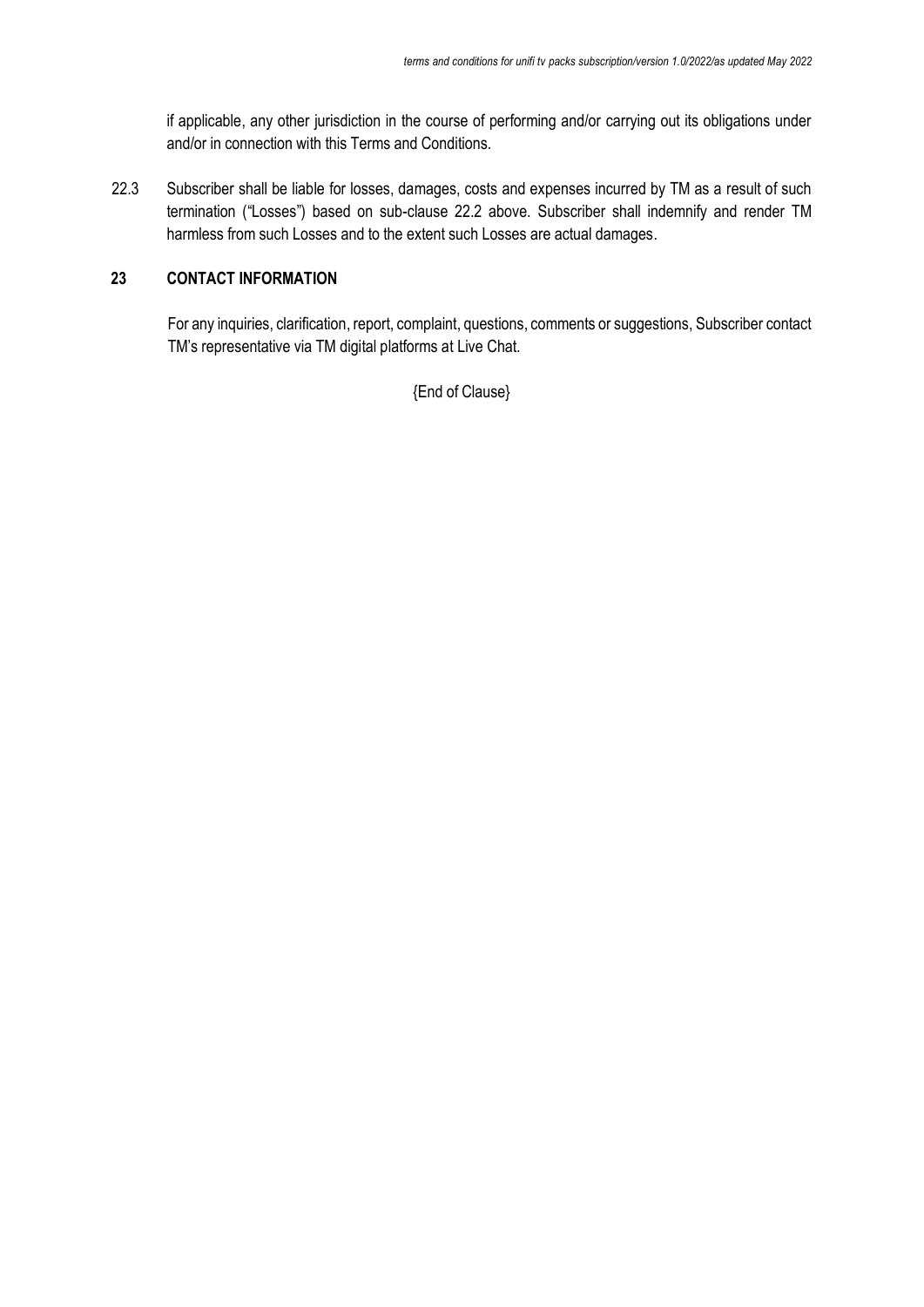if applicable, any other jurisdiction in the course of performing and/or carrying out its obligations under and/or in connection with this Terms and Conditions.

22.3 Subscriber shall be liable for losses, damages, costs and expenses incurred by TM as a result of such termination ("Losses") based on sub-clause 22.2 above. Subscriber shall indemnify and render TM harmless from such Losses and to the extent such Losses are actual damages.

## 23 CONTACT INFORMATION

For any inquiries, clarification, report, complaint, questions, comments or suggestions, Subscriber contact TM's representative via TM digital platforms at Live Chat.

{End of Clause}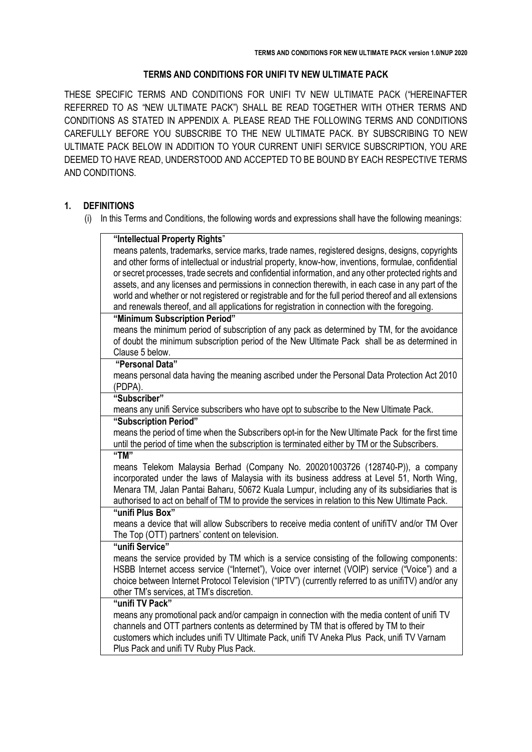# TERMS AND CONDITIONS FOR UNIFI TV NEW ULTIMATE PACK

THESE SPECIFIC TERMS AND CONDITIONS FOR UNIFI TV NEW ULTIMATE PACK ("HEREINAFTER REFERRED TO AS "NEW ULTIMATE PACK") SHALL BE READ TOGETHER WITH OTHER TERMS AND CONDITIONS AS STATED IN APPENDIX A. PLEASE READ THE FOLLOWING TERMS AND CONDITIONS CAREFULLY BEFORE YOU SUBSCRIBE TO THE NEW ULTIMATE PACK. BY SUBSCRIBING TO NEW ULTIMATE PACK BELOW IN ADDITION TO YOUR CURRENT UNIFI SERVICE SUBSCRIPTION, YOU ARE DEEMED TO HAVE READ, UNDERSTOOD AND ACCEPTED TO BE BOUND BY EACH RESPECTIVE TERMS AND CONDITIONS.

## 1. DEFINITIONS

(i) In this Terms and Conditions, the following words and expressions shall have the following meanings:

| |
|---|
| **"Intellectual Property Rights"**<br>means patents, trademarks, service marks, trade names, registered designs, designs, copyrights and other forms of intellectual or industrial property, know-how, inventions, formulae, confidential or secret processes, trade secrets and confidential information, and any other protected rights and assets, and any licenses and permissions in connection therewith, in each case in any part of the world and whether or not registered or registrable and for the full period thereof and all extensions and renewals thereof, and all applications for registration in connection with the foregoing. |
| **"Minimum Subscription Period"**<br>means the minimum period of subscription of any pack as determined by TM, for the avoidance of doubt the minimum subscription period of the New Ultimate Pack shall be as determined in Clause 5 below. |
| **"Personal Data"**<br>means personal data having the meaning ascribed under the Personal Data Protection Act 2010 (PDPA). |
| **"Subscriber"**<br>means any unifi Service subscribers who have opt to subscribe to the New Ultimate Pack. |
| **"Subscription Period"**<br>means the period of time when the Subscribers opt-in for the New Ultimate Pack for the first time until the period of time when the subscription is terminated either by TM or the Subscribers. |
| **"TM"**<br>means Telekom Malaysia Berhad (Company No. 200201003726 (128740-P)), a company incorporated under the laws of Malaysia with its business address at Level 51, North Wing, Menara TM, Jalan Pantai Baharu, 50672 Kuala Lumpur, including any of its subsidiaries that is authorised to act on behalf of TM to provide the services in relation to this New Ultimate Pack. |
| **"unifi Plus Box"**<br>means a device that will allow Subscribers to receive media content of unifiTV and/or TM Over The Top (OTT) partners' content on television. |
| **"unifi Service"**<br>means the service provided by TM which is a service consisting of the following components: HSBB Internet access service ("Internet"), Voice over internet (VOIP) service ("Voice") and a choice between Internet Protocol Television ("IPTV") (currently referred to as unifiTV) and/or any other TM's services, at TM's discretion. |
| **"unifi TV Pack"**<br>means any promotional pack and/or campaign in connection with the media content of unifi TV channels and OTT partners contents as determined by TM that is offered by TM to their customers which includes unifi TV Ultimate Pack, unifi TV Aneka Plus Pack, unifi TV Varnam Plus Pack and unifi TV Ruby Plus Pack. |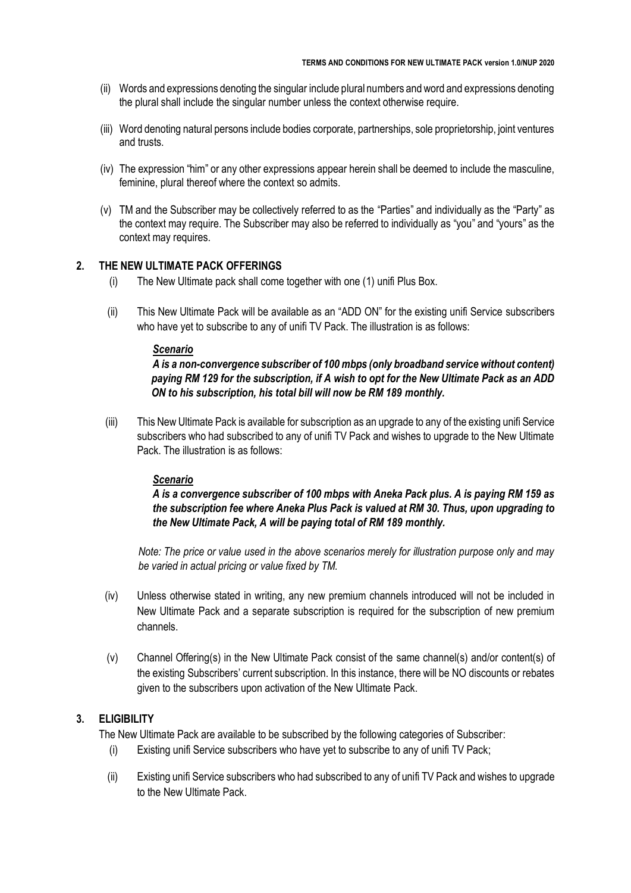(ii) Words and expressions denoting the singular include plural numbers and word and expressions denoting the plural shall include the singular number unless the context otherwise require.

(iii) Word denoting natural persons include bodies corporate, partnerships, sole proprietorship, joint ventures and trusts.

(iv) The expression "him" or any other expressions appear herein shall be deemed to include the masculine, feminine, plural thereof where the context so admits.

(v) TM and the Subscriber may be collectively referred to as the "Parties" and individually as the "Party" as the context may require. The Subscriber may also be referred to individually as "you" and "yours" as the context may requires.

## 2. THE NEW ULTIMATE PACK OFFERINGS

(i) The New Ultimate pack shall come together with one (1) unifi Plus Box.

(ii) This New Ultimate Pack will be available as an "ADD ON" for the existing unifi Service subscribers who have yet to subscribe to any of unifi TV Pack. The illustration is as follows:

***Scenario***

***A is a non-convergence subscriber of 100 mbps (only broadband service without content) paying RM 129 for the subscription, if A wish to opt for the New Ultimate Pack as an ADD ON to his subscription, his total bill will now be RM 189 monthly.***

(iii) This New Ultimate Pack is available for subscription as an upgrade to any of the existing unifi Service subscribers who had subscribed to any of unifi TV Pack and wishes to upgrade to the New Ultimate Pack. The illustration is as follows:

***Scenario***

***A is a convergence subscriber of 100 mbps with Aneka Pack plus. A is paying RM 159 as the subscription fee where Aneka Plus Pack is valued at RM 30. Thus, upon upgrading to the New Ultimate Pack, A will be paying total of RM 189 monthly.***

*Note: The price or value used in the above scenarios merely for illustration purpose only and may be varied in actual pricing or value fixed by TM.*

(iv) Unless otherwise stated in writing, any new premium channels introduced will not be included in New Ultimate Pack and a separate subscription is required for the subscription of new premium channels.

(v) Channel Offering(s) in the New Ultimate Pack consist of the same channel(s) and/or content(s) of the existing Subscribers' current subscription. In this instance, there will be NO discounts or rebates given to the subscribers upon activation of the New Ultimate Pack.

## 3. ELIGIBILITY

The New Ultimate Pack are available to be subscribed by the following categories of Subscriber:

(i) Existing unifi Service subscribers who have yet to subscribe to any of unifi TV Pack;

(ii) Existing unifi Service subscribers who had subscribed to any of unifi TV Pack and wishes to upgrade to the New Ultimate Pack.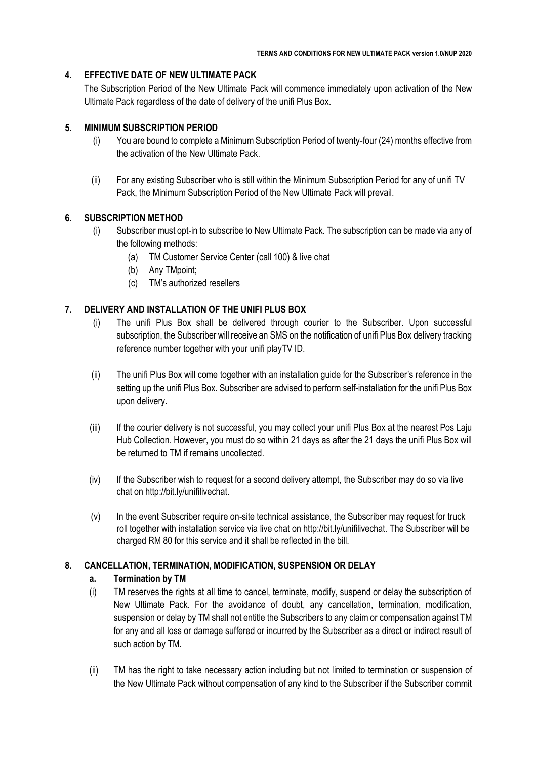## 4. EFFECTIVE DATE OF NEW ULTIMATE PACK

The Subscription Period of the New Ultimate Pack will commence immediately upon activation of the New Ultimate Pack regardless of the date of delivery of the unifi Plus Box.

## 5. MINIMUM SUBSCRIPTION PERIOD

(i) You are bound to complete a Minimum Subscription Period of twenty-four (24) months effective from the activation of the New Ultimate Pack.

(ii) For any existing Subscriber who is still within the Minimum Subscription Period for any of unifi TV Pack, the Minimum Subscription Period of the New Ultimate Pack will prevail.

## 6. SUBSCRIPTION METHOD

(i) Subscriber must opt-in to subscribe to New Ultimate Pack. The subscription can be made via any of the following methods:

- (a) TM Customer Service Center (call 100) & live chat
- (b) Any TMpoint;
- (c) TM's authorized resellers

## 7. DELIVERY AND INSTALLATION OF THE UNIFI PLUS BOX

(i) The unifi Plus Box shall be delivered through courier to the Subscriber. Upon successful subscription, the Subscriber will receive an SMS on the notification of unifi Plus Box delivery tracking reference number together with your unifi playTV ID.

(ii) The unifi Plus Box will come together with an installation guide for the Subscriber's reference in the setting up the unifi Plus Box. Subscriber are advised to perform self-installation for the unifi Plus Box upon delivery.

(iii) If the courier delivery is not successful, you may collect your unifi Plus Box at the nearest Pos Laju Hub Collection. However, you must do so within 21 days as after the 21 days the unifi Plus Box will be returned to TM if remains uncollected.

(iv) If the Subscriber wish to request for a second delivery attempt, the Subscriber may do so via live chat on http://bit.ly/unifilivechat.

(v) In the event Subscriber require on-site technical assistance, the Subscriber may request for truck roll together with installation service via live chat on http://bit.ly/unifilivechat. The Subscriber will be charged RM 80 for this service and it shall be reflected in the bill.

## 8. CANCELLATION, TERMINATION, MODIFICATION, SUSPENSION OR DELAY

### a. Termination by TM

(i) TM reserves the rights at all time to cancel, terminate, modify, suspend or delay the subscription of New Ultimate Pack. For the avoidance of doubt, any cancellation, termination, modification, suspension or delay by TM shall not entitle the Subscribers to any claim or compensation against TM for any and all loss or damage suffered or incurred by the Subscriber as a direct or indirect result of such action by TM.

(ii) TM has the right to take necessary action including but not limited to termination or suspension of the New Ultimate Pack without compensation of any kind to the Subscriber if the Subscriber commit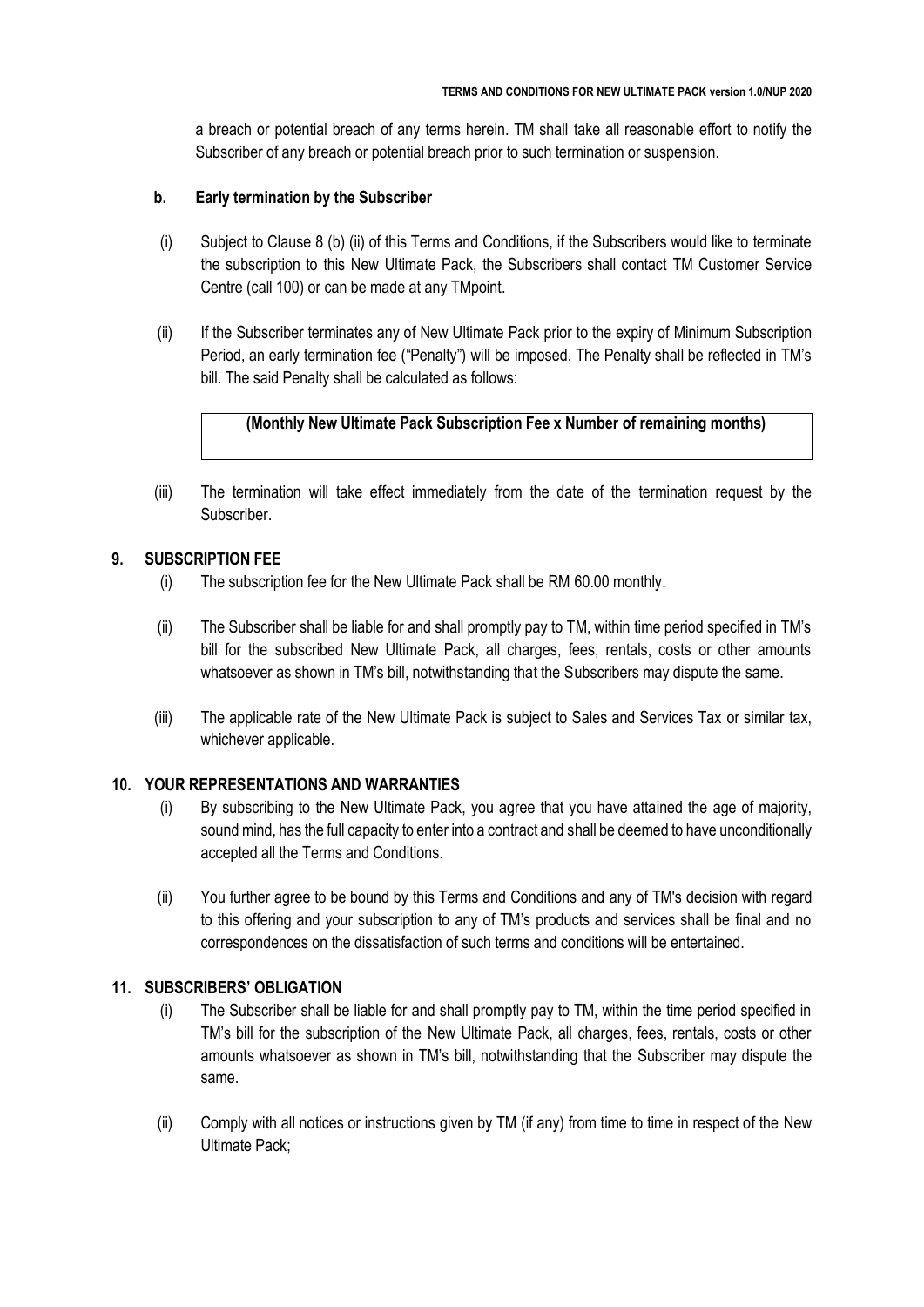a breach or potential breach of any terms herein. TM shall take all reasonable effort to notify the Subscriber of any breach or potential breach prior to such termination or suspension.

**b. Early termination by the Subscriber**

(i) Subject to Clause 8 (b) (ii) of this Terms and Conditions, if the Subscribers would like to terminate the subscription to this New Ultimate Pack, the Subscribers shall contact TM Customer Service Centre (call 100) or can be made at any TMpoint.

(ii) If the Subscriber terminates any of New Ultimate Pack prior to the expiry of Minimum Subscription Period, an early termination fee ("Penalty") will be imposed. The Penalty shall be reflected in TM's bill. The said Penalty shall be calculated as follows:

| **(Monthly New Ultimate Pack Subscription Fee x Number of remaining months)** |
|---|

(iii) The termination will take effect immediately from the date of the termination request by the Subscriber.

## 9. SUBSCRIPTION FEE

(i) The subscription fee for the New Ultimate Pack shall be RM 60.00 monthly.

(ii) The Subscriber shall be liable for and shall promptly pay to TM, within time period specified in TM's bill for the subscribed New Ultimate Pack, all charges, fees, rentals, costs or other amounts whatsoever as shown in TM's bill, notwithstanding that the Subscribers may dispute the same.

(iii) The applicable rate of the New Ultimate Pack is subject to Sales and Services Tax or similar tax, whichever applicable.

## 10. YOUR REPRESENTATIONS AND WARRANTIES

(i) By subscribing to the New Ultimate Pack, you agree that you have attained the age of majority, sound mind, has the full capacity to enter into a contract and shall be deemed to have unconditionally accepted all the Terms and Conditions.

(ii) You further agree to be bound by this Terms and Conditions and any of TM's decision with regard to this offering and your subscription to any of TM's products and services shall be final and no correspondences on the dissatisfaction of such terms and conditions will be entertained.

## 11. SUBSCRIBERS' OBLIGATION

(i) The Subscriber shall be liable for and shall promptly pay to TM, within the time period specified in TM's bill for the subscription of the New Ultimate Pack, all charges, fees, rentals, costs or other amounts whatsoever as shown in TM's bill, notwithstanding that the Subscriber may dispute the same.

(ii) Comply with all notices or instructions given by TM (if any) from time to time in respect of the New Ultimate Pack;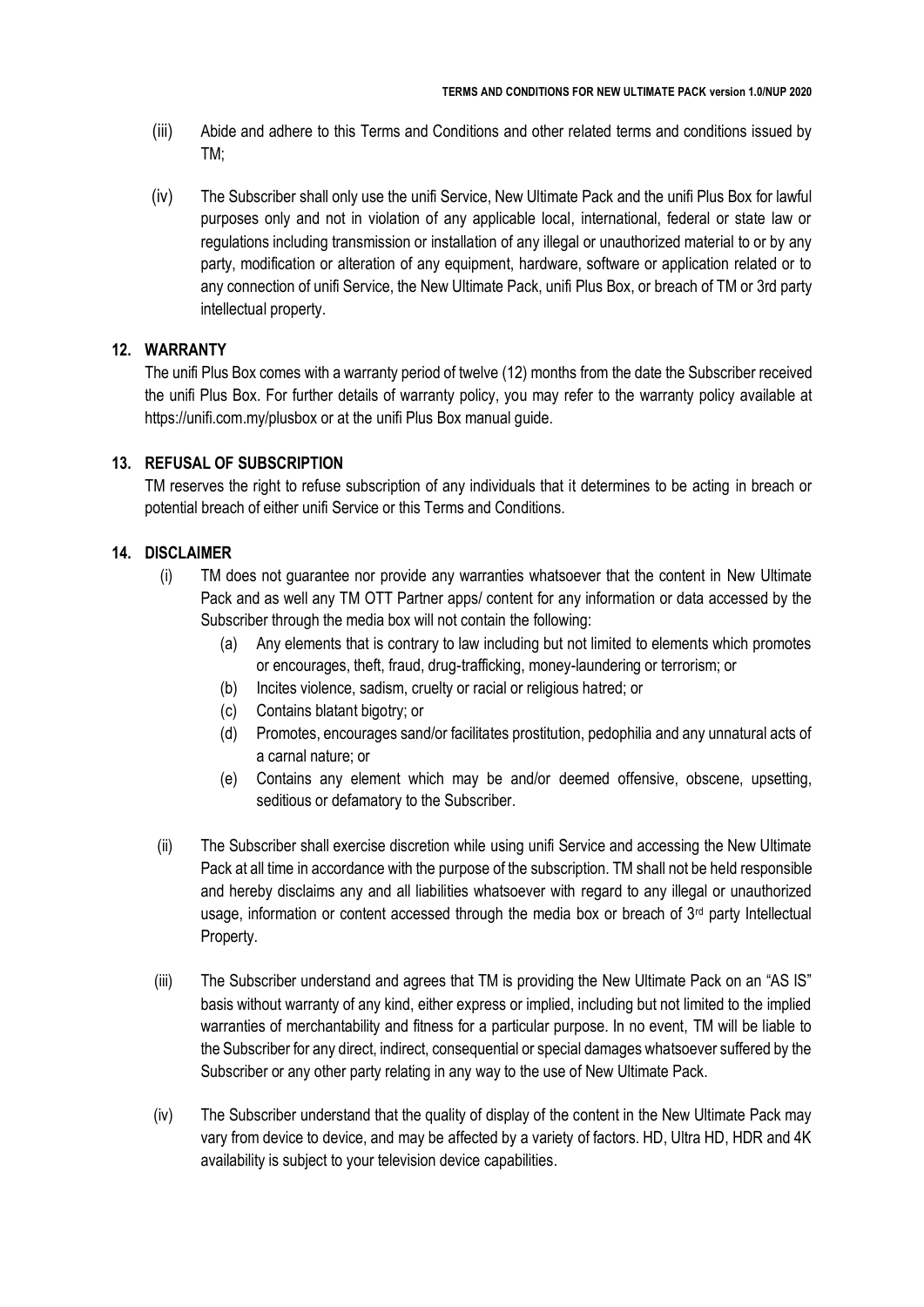(iii) Abide and adhere to this Terms and Conditions and other related terms and conditions issued by TM;

(iv) The Subscriber shall only use the unifi Service, New Ultimate Pack and the unifi Plus Box for lawful purposes only and not in violation of any applicable local, international, federal or state law or regulations including transmission or installation of any illegal or unauthorized material to or by any party, modification or alteration of any equipment, hardware, software or application related or to any connection of unifi Service, the New Ultimate Pack, unifi Plus Box, or breach of TM or 3rd party intellectual property.

## 12. WARRANTY

The unifi Plus Box comes with a warranty period of twelve (12) months from the date the Subscriber received the unifi Plus Box. For further details of warranty policy, you may refer to the warranty policy available at https://unifi.com.my/plusbox or at the unifi Plus Box manual guide.

## 13. REFUSAL OF SUBSCRIPTION

TM reserves the right to refuse subscription of any individuals that it determines to be acting in breach or potential breach of either unifi Service or this Terms and Conditions.

## 14. DISCLAIMER

(i) TM does not guarantee nor provide any warranties whatsoever that the content in New Ultimate Pack and as well any TM OTT Partner apps/ content for any information or data accessed by the Subscriber through the media box will not contain the following:

   (a) Any elements that is contrary to law including but not limited to elements which promotes or encourages, theft, fraud, drug-trafficking, money-laundering or terrorism; or
   
   (b) Incites violence, sadism, cruelty or racial or religious hatred; or
   
   (c) Contains blatant bigotry; or
   
   (d) Promotes, encourages sand/or facilitates prostitution, pedophilia and any unnatural acts of a carnal nature; or
   
   (e) Contains any element which may be and/or deemed offensive, obscene, upsetting, seditious or defamatory to the Subscriber.

(ii) The Subscriber shall exercise discretion while using unifi Service and accessing the New Ultimate Pack at all time in accordance with the purpose of the subscription. TM shall not be held responsible and hereby disclaims any and all liabilities whatsoever with regard to any illegal or unauthorized usage, information or content accessed through the media box or breach of 3rd party Intellectual Property.

(iii) The Subscriber understand and agrees that TM is providing the New Ultimate Pack on an "AS IS" basis without warranty of any kind, either express or implied, including but not limited to the implied warranties of merchantability and fitness for a particular purpose. In no event, TM will be liable to the Subscriber for any direct, indirect, consequential or special damages whatsoever suffered by the Subscriber or any other party relating in any way to the use of New Ultimate Pack.

(iv) The Subscriber understand that the quality of display of the content in the New Ultimate Pack may vary from device to device, and may be affected by a variety of factors. HD, Ultra HD, HDR and 4K availability is subject to your television device capabilities.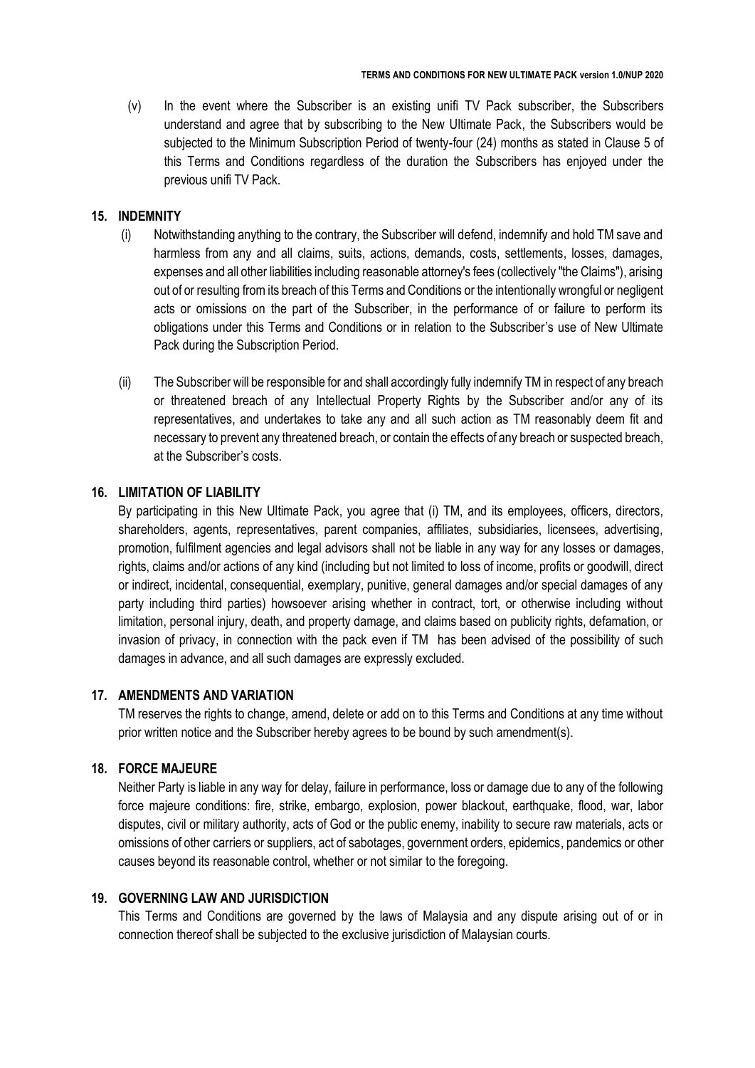(v) In the event where the Subscriber is an existing unifi TV Pack subscriber, the Subscribers understand and agree that by subscribing to the New Ultimate Pack, the Subscribers would be subjected to the Minimum Subscription Period of twenty-four (24) months as stated in Clause 5 of this Terms and Conditions regardless of the duration the Subscribers has enjoyed under the previous unifi TV Pack.

**15. INDEMNITY**

(i) Notwithstanding anything to the contrary, the Subscriber will defend, indemnify and hold TM save and harmless from any and all claims, suits, actions, demands, costs, settlements, losses, damages, expenses and all other liabilities including reasonable attorney's fees (collectively "the Claims"), arising out of or resulting from its breach of this Terms and Conditions or the intentionally wrongful or negligent acts or omissions on the part of the Subscriber, in the performance of or failure to perform its obligations under this Terms and Conditions or in relation to the Subscriber's use of New Ultimate Pack during the Subscription Period.

(ii) The Subscriber will be responsible for and shall accordingly fully indemnify TM in respect of any breach or threatened breach of any Intellectual Property Rights by the Subscriber and/or any of its representatives, and undertakes to take any and all such action as TM reasonably deem fit and necessary to prevent any threatened breach, or contain the effects of any breach or suspected breach, at the Subscriber's costs.

**16. LIMITATION OF LIABILITY**

By participating in this New Ultimate Pack, you agree that (i) TM, and its employees, officers, directors, shareholders, agents, representatives, parent companies, affiliates, subsidiaries, licensees, advertising, promotion, fulfilment agencies and legal advisors shall not be liable in any way for any losses or damages, rights, claims and/or actions of any kind (including but not limited to loss of income, profits or goodwill, direct or indirect, incidental, consequential, exemplary, punitive, general damages and/or special damages of any party including third parties) howsoever arising whether in contract, tort, or otherwise including without limitation, personal injury, death, and property damage, and claims based on publicity rights, defamation, or invasion of privacy, in connection with the pack even if TM has been advised of the possibility of such damages in advance, and all such damages are expressly excluded.

**17. AMENDMENTS AND VARIATION**

TM reserves the rights to change, amend, delete or add on to this Terms and Conditions at any time without prior written notice and the Subscriber hereby agrees to be bound by such amendment(s).

**18. FORCE MAJEURE**

Neither Party is liable in any way for delay, failure in performance, loss or damage due to any of the following force majeure conditions: fire, strike, embargo, explosion, power blackout, earthquake, flood, war, labor disputes, civil or military authority, acts of God or the public enemy, inability to secure raw materials, acts or omissions of other carriers or suppliers, act of sabotages, government orders, epidemics, pandemics or other causes beyond its reasonable control, whether or not similar to the foregoing.

**19. GOVERNING LAW AND JURISDICTION**

This Terms and Conditions are governed by the laws of Malaysia and any dispute arising out of or in connection thereof shall be subjected to the exclusive jurisdiction of Malaysian courts.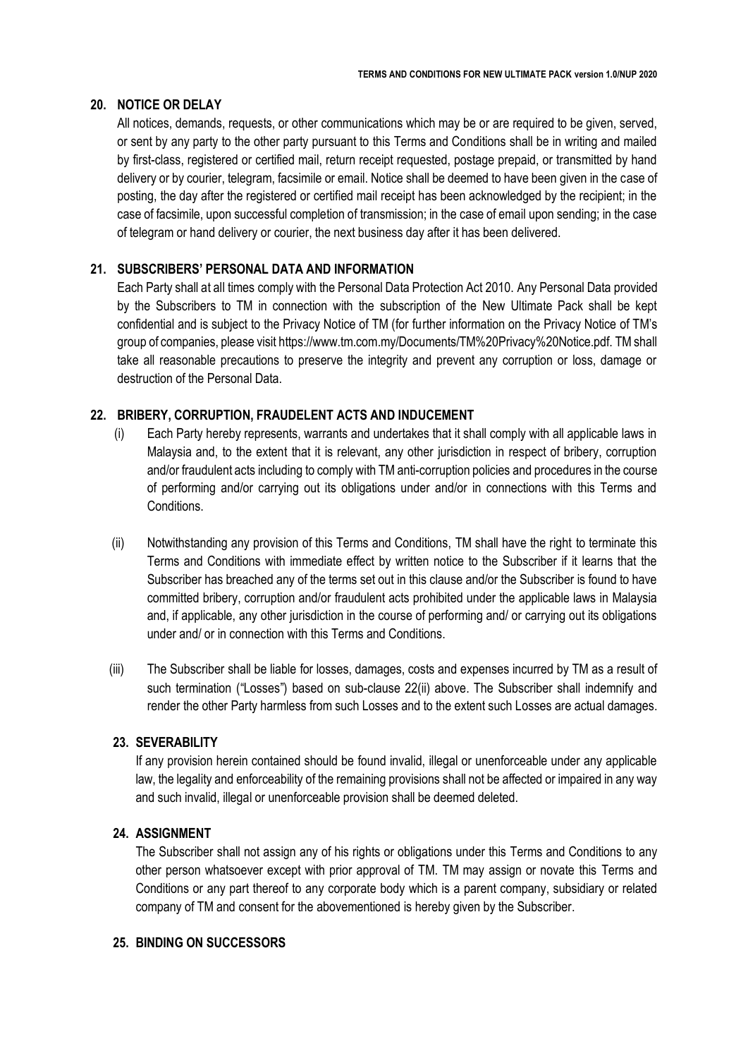## 20. NOTICE OR DELAY

All notices, demands, requests, or other communications which may be or are required to be given, served, or sent by any party to the other party pursuant to this Terms and Conditions shall be in writing and mailed by first-class, registered or certified mail, return receipt requested, postage prepaid, or transmitted by hand delivery or by courier, telegram, facsimile or email. Notice shall be deemed to have been given in the case of posting, the day after the registered or certified mail receipt has been acknowledged by the recipient; in the case of facsimile, upon successful completion of transmission; in the case of email upon sending; in the case of telegram or hand delivery or courier, the next business day after it has been delivered.

## 21. SUBSCRIBERS' PERSONAL DATA AND INFORMATION

Each Party shall at all times comply with the Personal Data Protection Act 2010. Any Personal Data provided by the Subscribers to TM in connection with the subscription of the New Ultimate Pack shall be kept confidential and is subject to the Privacy Notice of TM (for further information on the Privacy Notice of TM's group of companies, please visit https://www.tm.com.my/Documents/TM%20Privacy%20Notice.pdf. TM shall take all reasonable precautions to preserve the integrity and prevent any corruption or loss, damage or destruction of the Personal Data.

## 22. BRIBERY, CORRUPTION, FRAUDELENT ACTS AND INDUCEMENT

(i) Each Party hereby represents, warrants and undertakes that it shall comply with all applicable laws in Malaysia and, to the extent that it is relevant, any other jurisdiction in respect of bribery, corruption and/or fraudulent acts including to comply with TM anti-corruption policies and procedures in the course of performing and/or carrying out its obligations under and/or in connections with this Terms and Conditions.

(ii) Notwithstanding any provision of this Terms and Conditions, TM shall have the right to terminate this Terms and Conditions with immediate effect by written notice to the Subscriber if it learns that the Subscriber has breached any of the terms set out in this clause and/or the Subscriber is found to have committed bribery, corruption and/or fraudulent acts prohibited under the applicable laws in Malaysia and, if applicable, any other jurisdiction in the course of performing and/ or carrying out its obligations under and/ or in connection with this Terms and Conditions.

(iii) The Subscriber shall be liable for losses, damages, costs and expenses incurred by TM as a result of such termination ("Losses") based on sub-clause 22(ii) above. The Subscriber shall indemnify and render the other Party harmless from such Losses and to the extent such Losses are actual damages.

## 23. SEVERABILITY

If any provision herein contained should be found invalid, illegal or unenforceable under any applicable law, the legality and enforceability of the remaining provisions shall not be affected or impaired in any way and such invalid, illegal or unenforceable provision shall be deemed deleted.

## 24. ASSIGNMENT

The Subscriber shall not assign any of his rights or obligations under this Terms and Conditions to any other person whatsoever except with prior approval of TM. TM may assign or novate this Terms and Conditions or any part thereof to any corporate body which is a parent company, subsidiary or related company of TM and consent for the abovementioned is hereby given by the Subscriber.

## 25. BINDING ON SUCCESSORS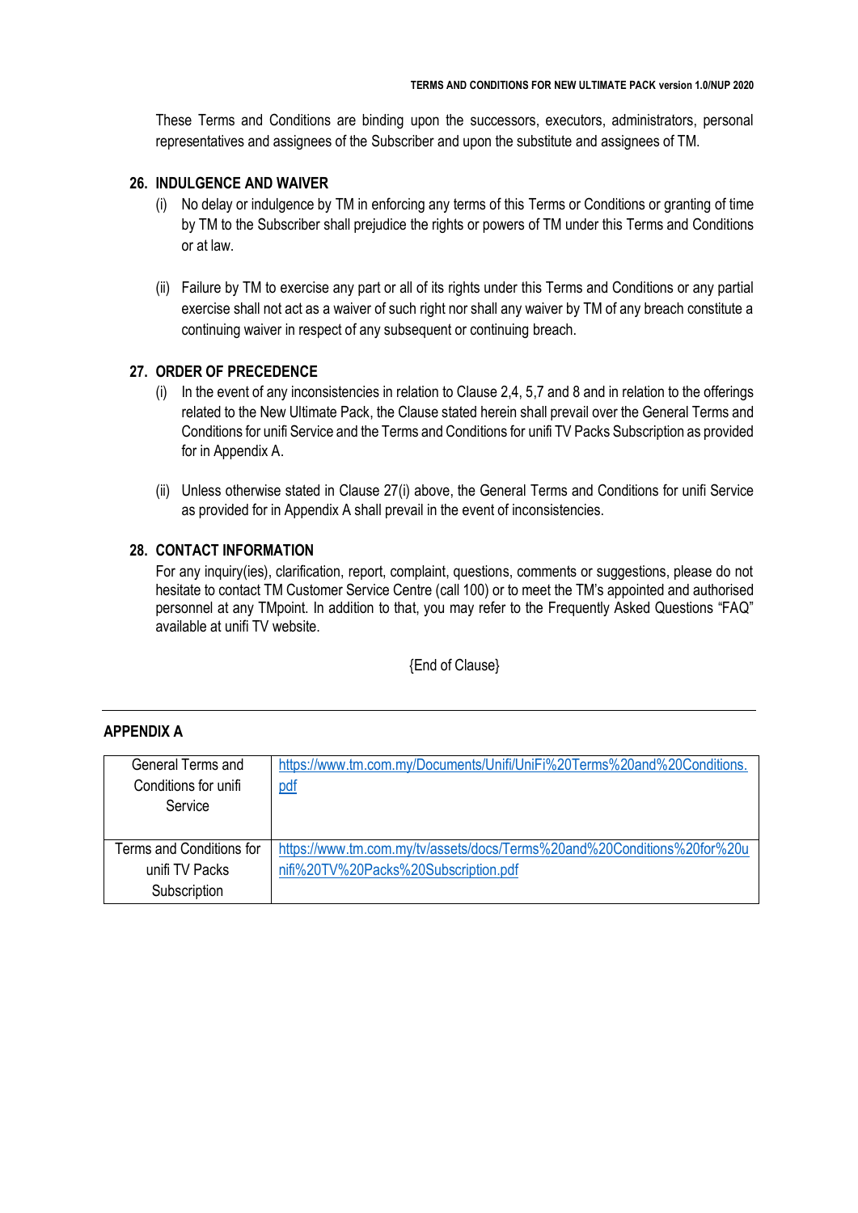These Terms and Conditions are binding upon the successors, executors, administrators, personal representatives and assignees of the Subscriber and upon the substitute and assignees of TM.

## 26. INDULGENCE AND WAIVER

(i) No delay or indulgence by TM in enforcing any terms of this Terms or Conditions or granting of time by TM to the Subscriber shall prejudice the rights or powers of TM under this Terms and Conditions or at law.

(ii) Failure by TM to exercise any part or all of its rights under this Terms and Conditions or any partial exercise shall not act as a waiver of such right nor shall any waiver by TM of any breach constitute a continuing waiver in respect of any subsequent or continuing breach.

## 27. ORDER OF PRECEDENCE

(i) In the event of any inconsistencies in relation to Clause 2,4, 5,7 and 8 and in relation to the offerings related to the New Ultimate Pack, the Clause stated herein shall prevail over the General Terms and Conditions for unifi Service and the Terms and Conditions for unifi TV Packs Subscription as provided for in Appendix A.

(ii) Unless otherwise stated in Clause 27(i) above, the General Terms and Conditions for unifi Service as provided for in Appendix A shall prevail in the event of inconsistencies.

## 28. CONTACT INFORMATION

For any inquiry(ies), clarification, report, complaint, questions, comments or suggestions, please do not hesitate to contact TM Customer Service Centre (call 100) or to meet the TM's appointed and authorised personnel at any TMpoint. In addition to that, you may refer to the Frequently Asked Questions "FAQ" available at unifi TV website.

{End of Clause}

---

## APPENDIX A

| | |
|---|---|
| General Terms and Conditions for unifi Service | https://www.tm.com.my/Documents/Unifi/UniFi%20Terms%20and%20Conditions.pdf |
| Terms and Conditions for unifi TV Packs Subscription | https://www.tm.com.my/tv/assets/docs/Terms%20and%20Conditions%20for%20unifi%20TV%20Packs%20Subscription.pdf |